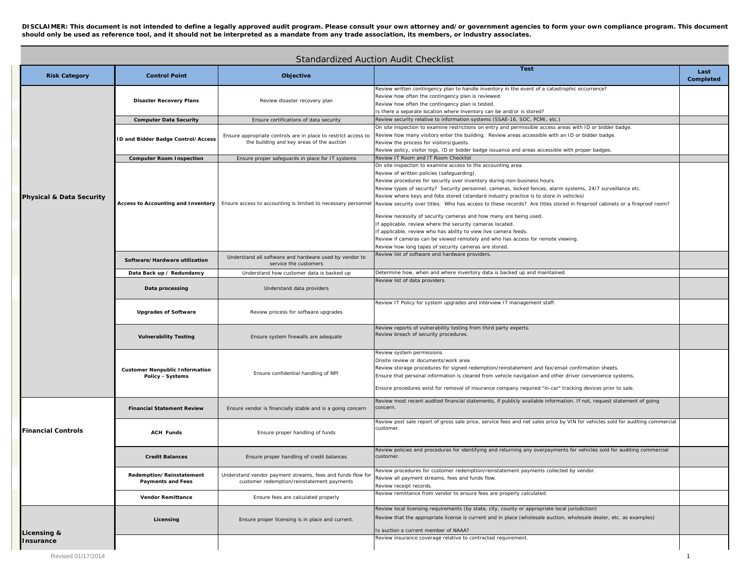**DISCLAIMER: This document is not intended to define a legally approved audit program. Please consult your own attorney and/or government agencies to form your own compliance program. This document should only be used as reference tool, and it should not be interpreted as a mandate from any trade association, its members, or industry associates.**

## Standardized Auction Audit Checklist

| Risk Category | Control Point | Objective | Test | Last Completed |
|---|---|---|---|---|
| **Physical & Data Security** | **Disaster Recovery Plans** | Review disaster recovery plan | Review written contingency plan to handle inventory in the event of a catastrophic occurrence?<br>Review how often the contingency plan is reviewed.<br>Review how often the contingency plan is tested.<br>Is there a separate location where inventory can be and/or is stored? | |
| | **Computer Data Security** | Ensure certifications of data security | Review security relative to information systems (SSAE-16, SOC, PCMI, etc.) | |
| | **ID and Bidder Badge Control/Access** | Ensure appropriate controls are in place to restrict access to the building and key areas of the auction | On site inspection to examine restrictions on entry and permissible access areas with ID or bidder badge.<br>Review how many visitors enter the building. Review areas accessible with an ID or bidder badge.<br>Review the process for visitors/guests.<br>Review policy, visitor logs, ID or bidder badge issuance and areas accessible with proper badges. | |
| | **Computer Room Inspection** | Ensure proper safeguards in place for IT systems | Review IT Room and IT Room Checklist | |
| | **Access to Accounting and Inventory** | Ensure access to accounting is limited to necessary personnel | On site inspection to examine access to the accounting area.<br>Review of written policies (safeguarding).<br>Review procedures for security over inventory during non-business hours.<br>Review types of security? Security personnel, cameras, locked fences, alarm systems, 24/7 surveillance etc.<br>Review where keys and fobs stored (standard industry practice is to store in vehicles)<br>Review security over titles. Who has access to these records? Are titles stored in fireproof cabinets or a fireproof room?<br>Review necessity of security cameras and how many are being used.<br>If applicable, review where the security cameras located.<br>If applicable, review who has ability to view live camera feeds.<br>Review if cameras can be viewed remotely and who has access for remote viewing.<br>Review how long tapes of security cameras are stored. | |
| | **Software/Hardware utilization** | Understand all software and hardware used by vendor to service the customers | Review list of software and hardware providers. | |
| | **Data Back up / Redundancy** | Understand how customer data is backed up | Determine how, when and where inventory data is backed up and maintained. | |
| | **Data processing** | Understand data providers | Review list of data providers. | |
| | **Upgrades of Software** | Review process for software upgrades | Review IT Policy for system upgrades and interview IT management staff. | |
| | **Vulnerability Testing** | Ensure system firewalls are adequate | Review reports of vulnerability testing from third party experts.<br>Review breach of security procedures. | |
| | **Customer Nonpublic Information Policy - Systems** | Ensure confidential handling of NPI | Review system permissions.<br>Onsite review or documents/work area<br>Review storage procedures for signed redemption/reinstatement and fax/email confirmation sheets.<br>Ensure that personal information is cleared from vehicle navigation and other driver convenience systems.<br>Ensure procedures exist for removal of insurance company required "in-car" tracking devices prior to sale. | |
| **Financial Controls** | **Financial Statement Review** | Ensure vendor is financially stable and is a going concern | Review most recent audited financial statements, if publicly available information. If not, request statement of going concern. | |
| | **ACH Funds** | Ensure proper handling of funds | Review post sale report of gross sale price, service fees and net sales price by VIN for vehicles sold for auditing commercial customer. | |
| | **Credit Balances** | Ensure proper handling of credit balances | Review policies and procedures for identifying and returning any overpayments for vehicles sold for auditing commercial customer. | |
| | **Redemption/Reinstatement Payments and Fees** | Understand vendor payment streams, fees and funds flow for customer redemption/reinstatement payments | Review procedures for customer redemption/reinstatement payments collected by vendor.<br>Review all payment streams, fees and funds flow.<br>Review receipt records. | |
| | **Vendor Remittance** | Ensure fees are calculated properly | Review remittance from vendor to ensure fees are properly calculated. | |
| **Licensing & Insurance** | **Licensing** | Ensure proper licensing is in place and current. | Review local licensing requirements (by state, city, county or appropriate local jurisdiction)<br>Review that the appropriate license is current and in place (wholesale auction, wholesale dealer, etc. as examples)<br>Is auction a current member of NAAA? | |
| | | | Review insurance coverage relative to contracted requirement. | |

Revised 01/17/2014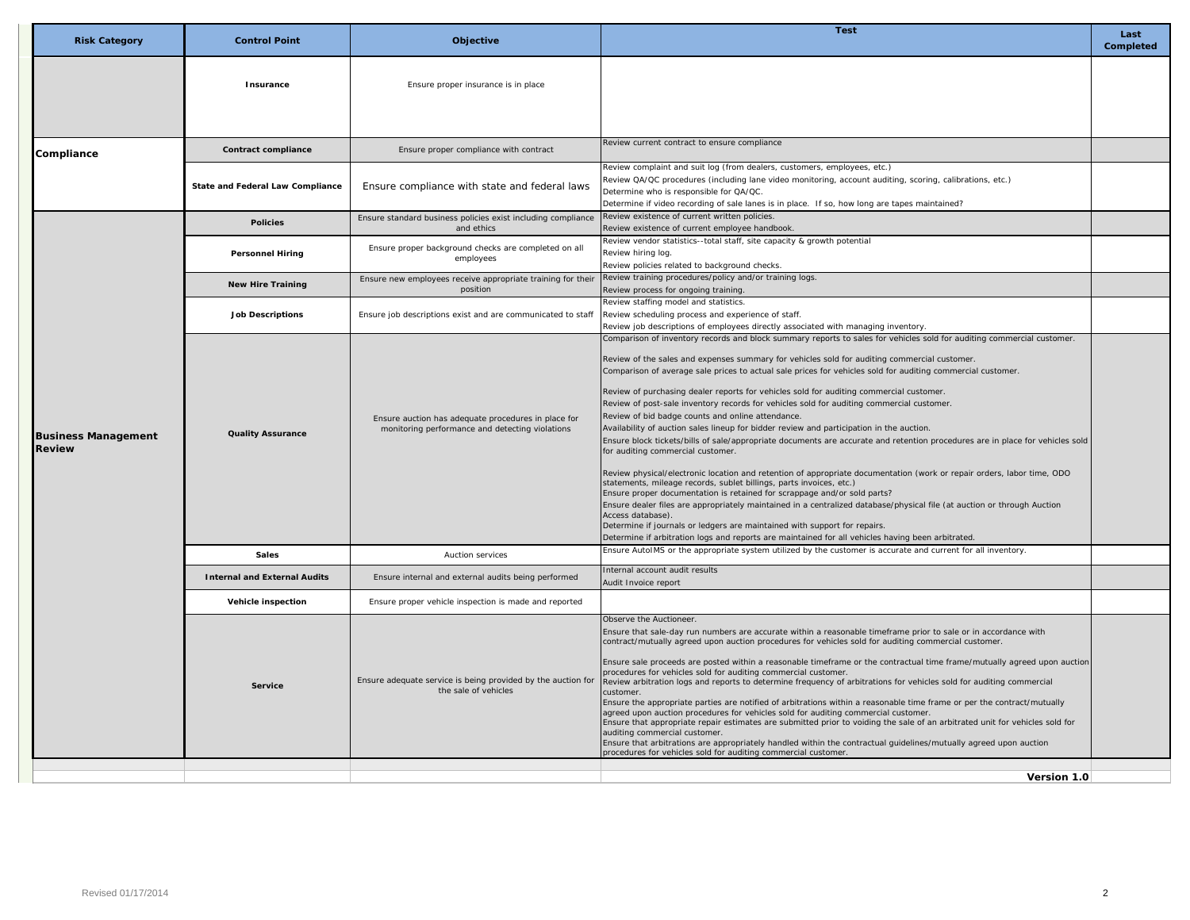| Risk Category | Control Point | Objective | Test | Last Completed |
|---|---|---|---|---|
| | **Insurance** | Ensure proper insurance is in place | | |
| **Compliance** | **Contract compliance** | Ensure proper compliance with contract | Review current contract to ensure compliance | |
| | **State and Federal Law Compliance** | Ensure compliance with state and federal laws | Review complaint and suit log (from dealers, customers, employees, etc.)<br>Review QA/QC procedures (including lane video monitoring, account auditing, scoring, calibrations, etc.)<br>Determine who is responsible for QA/QC.<br>Determine if video recording of sale lanes is in place. If so, how long are tapes maintained? | |
| **Business Management Review** | **Policies** | Ensure standard business policies exist including compliance and ethics | Review existence of current written policies.<br>Review existence of current employee handbook. | |
| | **Personnel Hiring** | Ensure proper background checks are completed on all employees | Review vendor statistics--total staff, site capacity & growth potential<br>Review hiring log.<br>Review policies related to background checks. | |
| | **New Hire Training** | Ensure new employees receive appropriate training for their position | Review training procedures/policy and/or training logs.<br>Review process for ongoing training. | |
| | **Job Descriptions** | Ensure job descriptions exist and are communicated to staff | Review staffing model and statistics.<br>Review scheduling process and experience of staff.<br>Review job descriptions of employees directly associated with managing inventory. | |
| | **Quality Assurance** | Ensure auction has adequate procedures in place for monitoring performance and detecting violations | Comparison of inventory records and block summary reports to sales for vehicles sold for auditing commercial customer.<br>Review of the sales and expenses summary for vehicles sold for auditing commercial customer.<br>Comparison of average sale prices to actual sale prices for vehicles sold for auditing commercial customer.<br>Review of purchasing dealer reports for vehicles sold for auditing commercial customer.<br>Review of post-sale inventory records for vehicles sold for auditing commercial customer.<br>Review of bid badge counts and online attendance.<br>Availability of auction sales lineup for bidder review and participation in the auction.<br>Ensure block tickets/bills of sale/appropriate documents are accurate and retention procedures are in place for vehicles sold for auditing commercial customer.<br>Review physical/electronic location and retention of appropriate documentation (work or repair orders, labor time, ODO statements, mileage records, sublet billings, parts invoices, etc.)<br>Ensure proper documentation is retained for scrappage and/or sold parts?<br>Ensure dealer files are appropriately maintained in a centralized database/physical file (at auction or through Auction Access database).<br>Determine if journals or ledgers are maintained with support for repairs.<br>Determine if arbitration logs and reports are maintained for all vehicles having been arbitrated. | |
| | **Sales** | Auction services | Ensure AutoIMS or the appropriate system utilized by the customer is accurate and current for all inventory. | |
| | **Internal and External Audits** | Ensure internal and external audits being performed | Internal account audit results<br>Audit Invoice report | |
| | **Vehicle inspection** | Ensure proper vehicle inspection is made and reported | | |
| | **Service** | Ensure adequate service is being provided by the auction for the sale of vehicles | Observe the Auctioneer.<br>Ensure that sale-day run numbers are accurate within a reasonable timeframe prior to sale or in accordance with contract/mutually agreed upon auction procedures for vehicles sold for auditing commercial customer.<br>Ensure sale proceeds are posted within a reasonable timeframe or the contractual time frame/mutually agreed upon auction procedures for vehicles sold for auditing commercial customer.<br>Review arbitration logs and reports to determine frequency of arbitrations for vehicles sold for auditing commercial customer.<br>Ensure the appropriate parties are notified of arbitrations within a reasonable time frame or per the contract/mutually agreed upon auction procedures for vehicles sold for auditing commercial customer.<br>Ensure that appropriate repair estimates are submitted prior to voiding the sale of an arbitrated unit for vehicles sold for auditing commercial customer.<br>Ensure that arbitrations are appropriately handled within the contractual guidelines/mutually agreed upon auction procedures for vehicles sold for auditing commercial customer. | |
| | | | **Version 1.0** | |

Revised 01/17/2014